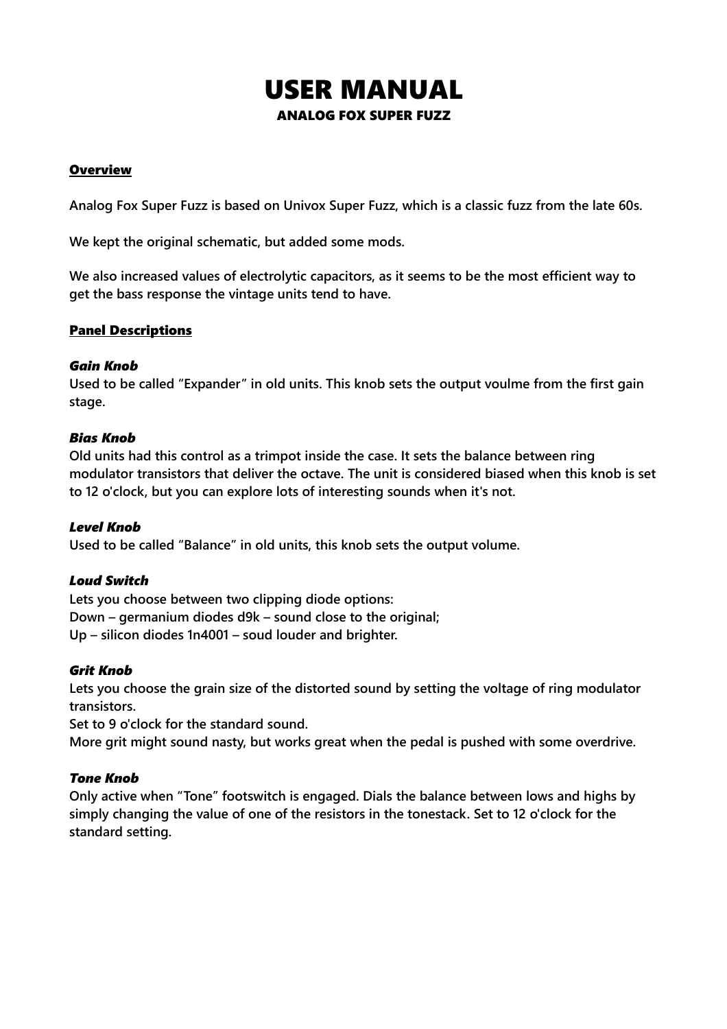# USER MANUAL

## ANALOG FOX SUPER FUZZ

**Overview**

Analog Fox Super Fuzz is based on Univox Super Fuzz, which is a classic fuzz from the late 60s.

We kept the original schematic, but added some mods.

We also increased values of electrolytic capacitors, as it seems to be the most efficient way to get the bass response the vintage units tend to have.

**Panel Descriptions**

***Gain Knob***

Used to be called "Expander" in old units. This knob sets the output voulme from the first gain stage.

***Bias Knob***

Old units had this control as a trimpot inside the case. It sets the balance between ring modulator transistors that deliver the octave. The unit is considered biased when this knob is set to 12 o'clock, but you can explore lots of interesting sounds when it's not.

***Level Knob***

Used to be called "Balance" in old units, this knob sets the output volume.

***Loud Switch***

Lets you choose between two clipping diode options:
Down – germanium diodes d9k – sound close to the original;
Up – silicon diodes 1n4001 – soud louder and brighter.

***Grit Knob***

Lets you choose the grain size of the distorted sound by setting the voltage of ring modulator transistors.
Set to 9 o'clock for the standard sound.
More grit might sound nasty, but works great when the pedal is pushed with some overdrive.

***Tone Knob***

Only active when "Tone" footswitch is engaged. Dials the balance between lows and highs by simply changing the value of one of the resistors in the tonestack. Set to 12 o'clock for the standard setting.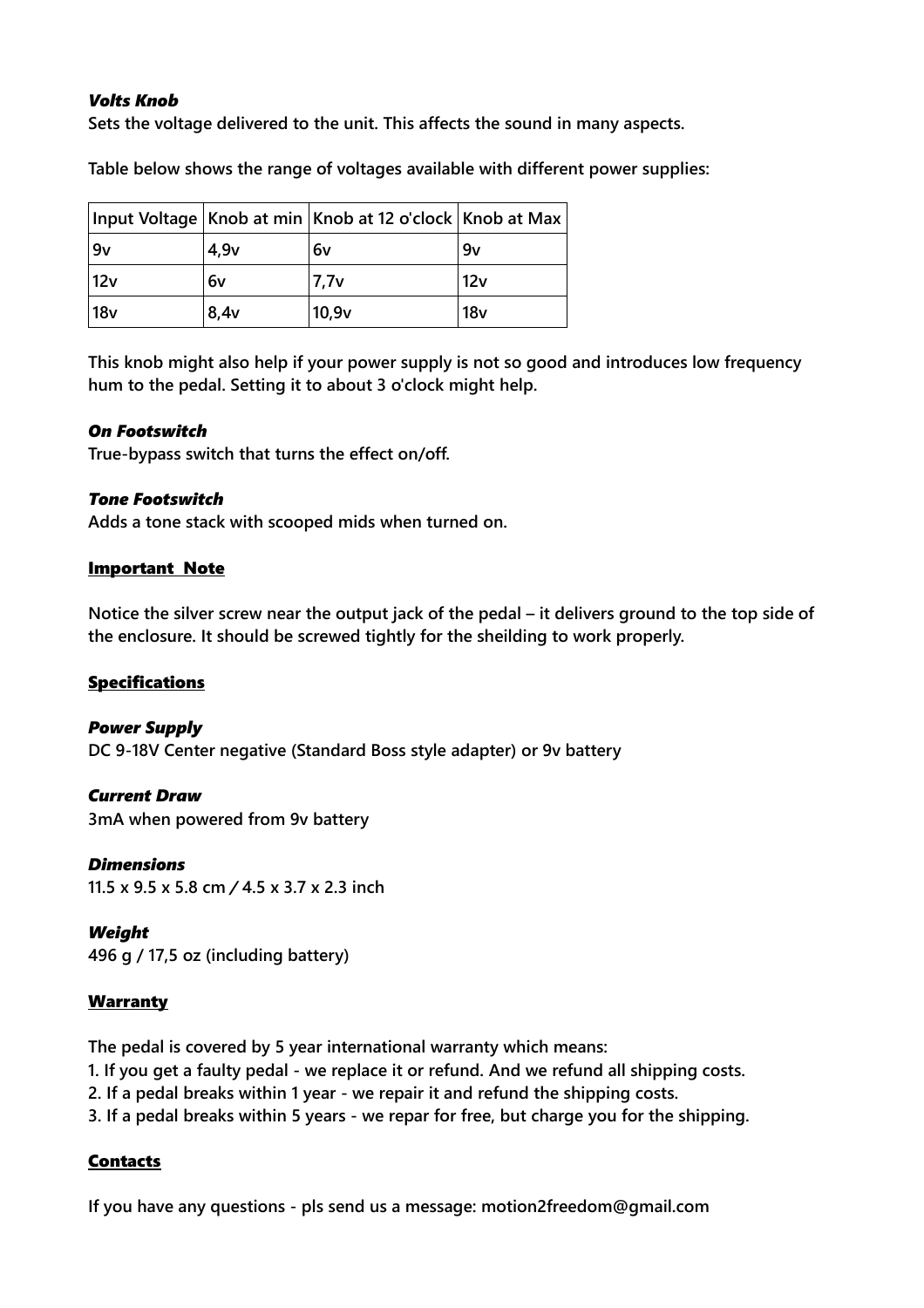***Volts Knob***
**Sets the voltage delivered to the unit. This affects the sound in many aspects.**

**Table below shows the range of voltages available with different power supplies:**

| Input Voltage | Knob at min | Knob at 12 o'clock | Knob at Max |
|---|---|---|---|
| 9v | 4,9v | 6v | 9v |
| 12v | 6v | 7,7v | 12v |
| 18v | 8,4v | 10,9v | 18v |

**This knob might also help if your power supply is not so good and introduces low frequency hum to the pedal. Setting it to about 3 o'clock might help.**

***On Footswitch***
**True-bypass switch that turns the effect on/off.**

***Tone Footswitch***
**Adds a tone stack with scooped mids when turned on.**

## Important  Note

**Notice the silver screw near the output jack of the pedal – it delivers ground to the top side of the enclosure. It should be screwed tightly for the sheilding to work properly.**

## Specifications

***Power Supply***
**DC 9-18V Center negative (Standard Boss style adapter) or 9v battery**

***Current Draw***
**3mA when powered from 9v battery**

***Dimensions***
**11.5 x 9.5 x 5.8 cm / 4.5 x 3.7 x 2.3 inch**

***Weight***
**496 g / 17,5 oz (including battery)**

## Warranty

**The pedal is covered by 5 year international warranty which means:**
**1. If you get a faulty pedal - we replace it or refund. And we refund all shipping costs.**
**2. If a pedal breaks within 1 year - we repair it and refund the shipping costs.**
**3. If a pedal breaks within 5 years - we repar for free, but charge you for the shipping.**

## Contacts

**If you have any questions - pls send us a message: motion2freedom@gmail.com**